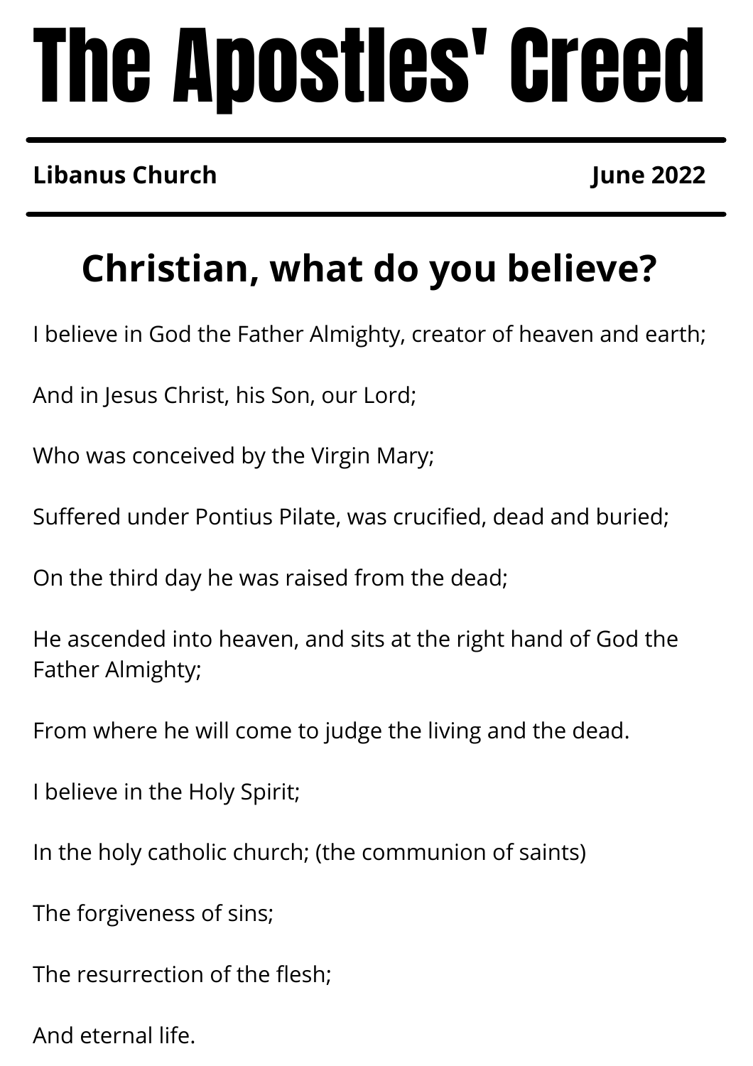# The Apostles' Creed

**Libanus Church** **June 2022**

## Christian, what do you believe?

I believe in God the Father Almighty, creator of heaven and earth;

And in Jesus Christ, his Son, our Lord;

Who was conceived by the Virgin Mary;

Suffered under Pontius Pilate, was crucified, dead and buried;

On the third day he was raised from the dead;

He ascended into heaven, and sits at the right hand of God the Father Almighty;

From where he will come to judge the living and the dead.

I believe in the Holy Spirit;

In the holy catholic church; (the communion of saints)

The forgiveness of sins;

The resurrection of the flesh;

And eternal life.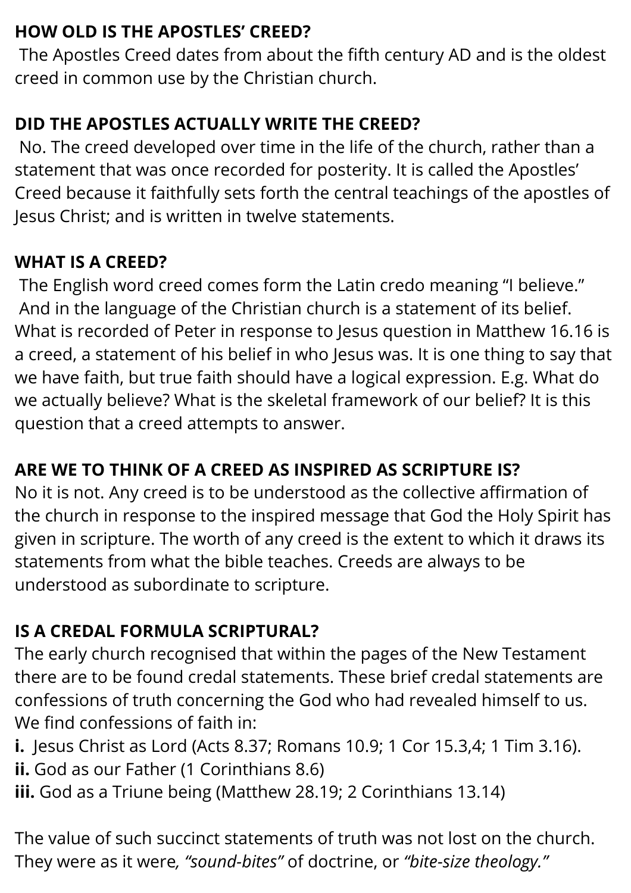**HOW OLD IS THE APOSTLES' CREED?**

The Apostles Creed dates from about the fifth century AD and is the oldest creed in common use by the Christian church.

**DID THE APOSTLES ACTUALLY WRITE THE CREED?**

No. The creed developed over time in the life of the church, rather than a statement that was once recorded for posterity. It is called the Apostles' Creed because it faithfully sets forth the central teachings of the apostles of Jesus Christ; and is written in twelve statements.

**WHAT IS A CREED?**

The English word creed comes form the Latin credo meaning "I believe." And in the language of the Christian church is a statement of its belief. What is recorded of Peter in response to Jesus question in Matthew 16.16 is a creed, a statement of his belief in who Jesus was. It is one thing to say that we have faith, but true faith should have a logical expression. E.g. What do we actually believe? What is the skeletal framework of our belief? It is this question that a creed attempts to answer.

**ARE WE TO THINK OF A CREED AS INSPIRED AS SCRIPTURE IS?**

No it is not. Any creed is to be understood as the collective affirmation of the church in response to the inspired message that God the Holy Spirit has given in scripture. The worth of any creed is the extent to which it draws its statements from what the bible teaches. Creeds are always to be understood as subordinate to scripture.

**IS A CREDAL FORMULA SCRIPTURAL?**

The early church recognised that within the pages of the New Testament there are to be found credal statements. These brief credal statements are confessions of truth concerning the God who had revealed himself to us. We find confessions of faith in:

**i.** Jesus Christ as Lord (Acts 8.37; Romans 10.9; 1 Cor 15.3,4; 1 Tim 3.16).
**ii.** God as our Father (1 Corinthians 8.6)
**iii.** God as a Triune being (Matthew 28.19; 2 Corinthians 13.14)

The value of such succinct statements of truth was not lost on the church. They were as it were*, "sound-bites"* of doctrine, or *"bite-size theology."*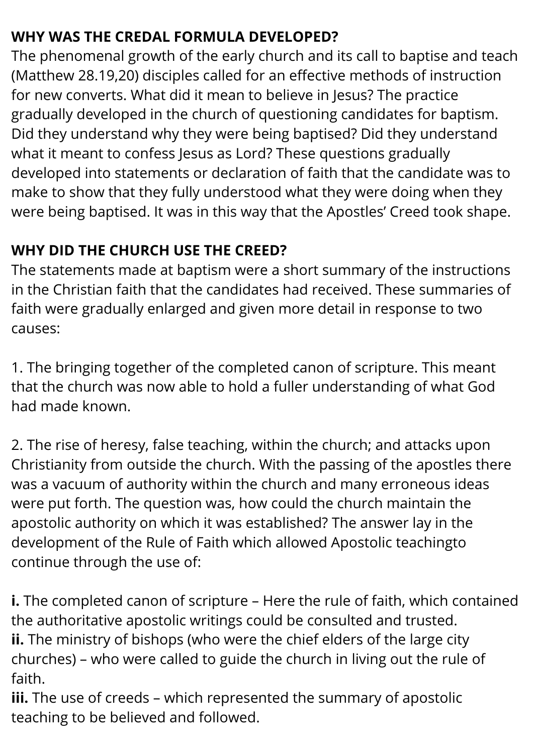**WHY WAS THE CREDAL FORMULA DEVELOPED?**

The phenomenal growth of the early church and its call to baptise and teach (Matthew 28.19,20) disciples called for an effective methods of instruction for new converts. What did it mean to believe in Jesus? The practice gradually developed in the church of questioning candidates for baptism. Did they understand why they were being baptised? Did they understand what it meant to confess Jesus as Lord? These questions gradually developed into statements or declaration of faith that the candidate was to make to show that they fully understood what they were doing when they were being baptised. It was in this way that the Apostles' Creed took shape.

**WHY DID THE CHURCH USE THE CREED?**

The statements made at baptism were a short summary of the instructions in the Christian faith that the candidates had received. These summaries of faith were gradually enlarged and given more detail in response to two causes:

1. The bringing together of the completed canon of scripture. This meant that the church was now able to hold a fuller understanding of what God had made known.

2. The rise of heresy, false teaching, within the church; and attacks upon Christianity from outside the church. With the passing of the apostles there was a vacuum of authority within the church and many erroneous ideas were put forth. The question was, how could the church maintain the apostolic authority on which it was established? The answer lay in the development of the Rule of Faith which allowed Apostolic teachingto continue through the use of:

**i.** The completed canon of scripture – Here the rule of faith, which contained the authoritative apostolic writings could be consulted and trusted.
**ii.** The ministry of bishops (who were the chief elders of the large city churches) – who were called to guide the church in living out the rule of faith.
**iii.** The use of creeds – which represented the summary of apostolic teaching to be believed and followed.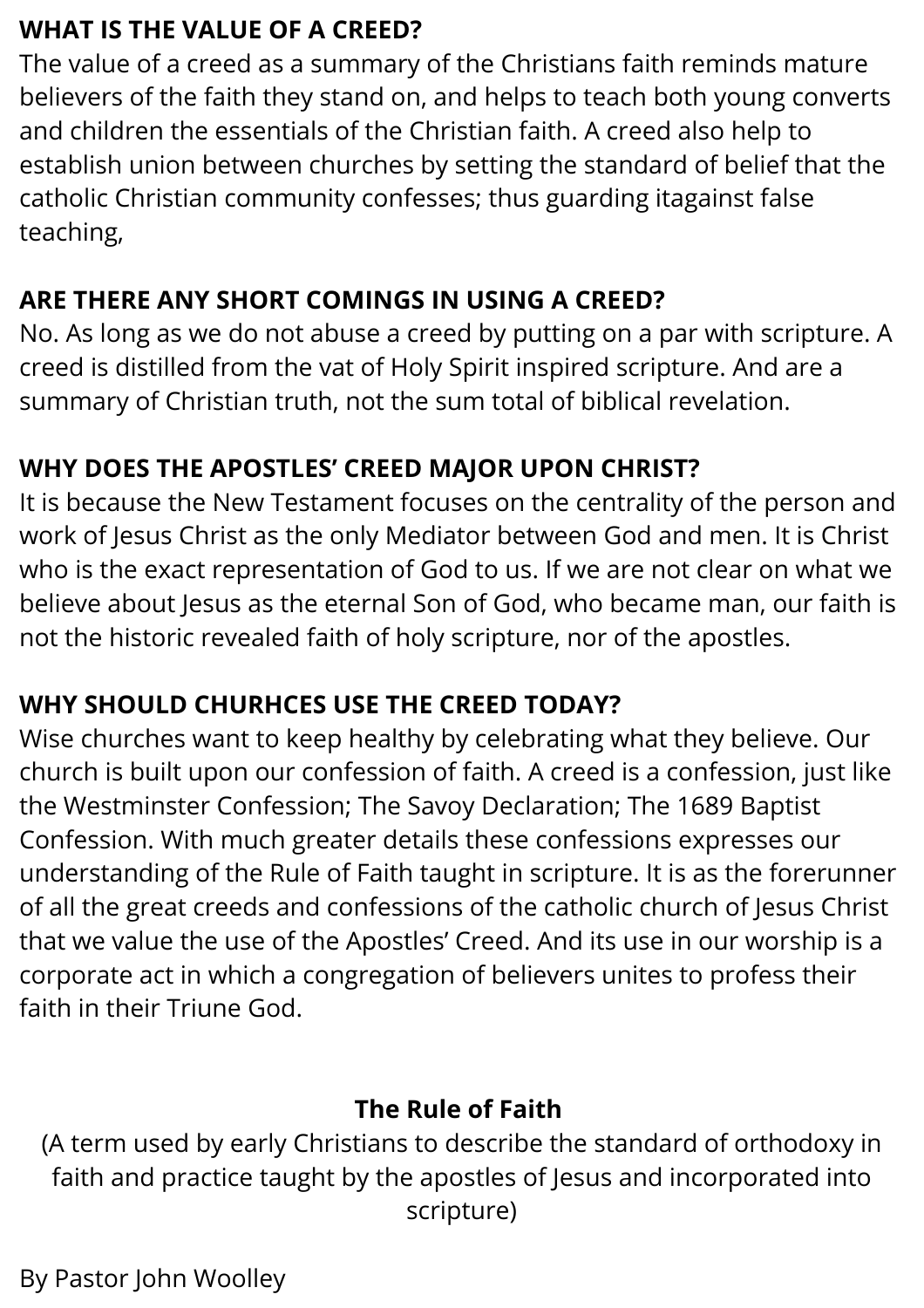**WHAT IS THE VALUE OF A CREED?**

The value of a creed as a summary of the Christians faith reminds mature believers of the faith they stand on, and helps to teach both young converts and children the essentials of the Christian faith. A creed also help to establish union between churches by setting the standard of belief that the catholic Christian community confesses; thus guarding itagainst false teaching,

**ARE THERE ANY SHORT COMINGS IN USING A CREED?**

No. As long as we do not abuse a creed by putting on a par with scripture. A creed is distilled from the vat of Holy Spirit inspired scripture. And are a summary of Christian truth, not the sum total of biblical revelation.

**WHY DOES THE APOSTLES' CREED MAJOR UPON CHRIST?**

It is because the New Testament focuses on the centrality of the person and work of Jesus Christ as the only Mediator between God and men. It is Christ who is the exact representation of God to us. If we are not clear on what we believe about Jesus as the eternal Son of God, who became man, our faith is not the historic revealed faith of holy scripture, nor of the apostles.

**WHY SHOULD CHURHCES USE THE CREED TODAY?**

Wise churches want to keep healthy by celebrating what they believe. Our church is built upon our confession of faith. A creed is a confession, just like the Westminster Confession; The Savoy Declaration; The 1689 Baptist Confession. With much greater details these confessions expresses our understanding of the Rule of Faith taught in scripture. It is as the forerunner of all the great creeds and confessions of the catholic church of Jesus Christ that we value the use of the Apostles' Creed. And its use in our worship is a corporate act in which a congregation of believers unites to profess their faith in their Triune God.

**The Rule of Faith**

(A term used by early Christians to describe the standard of orthodoxy in faith and practice taught by the apostles of Jesus and incorporated into scripture)

By Pastor John Woolley